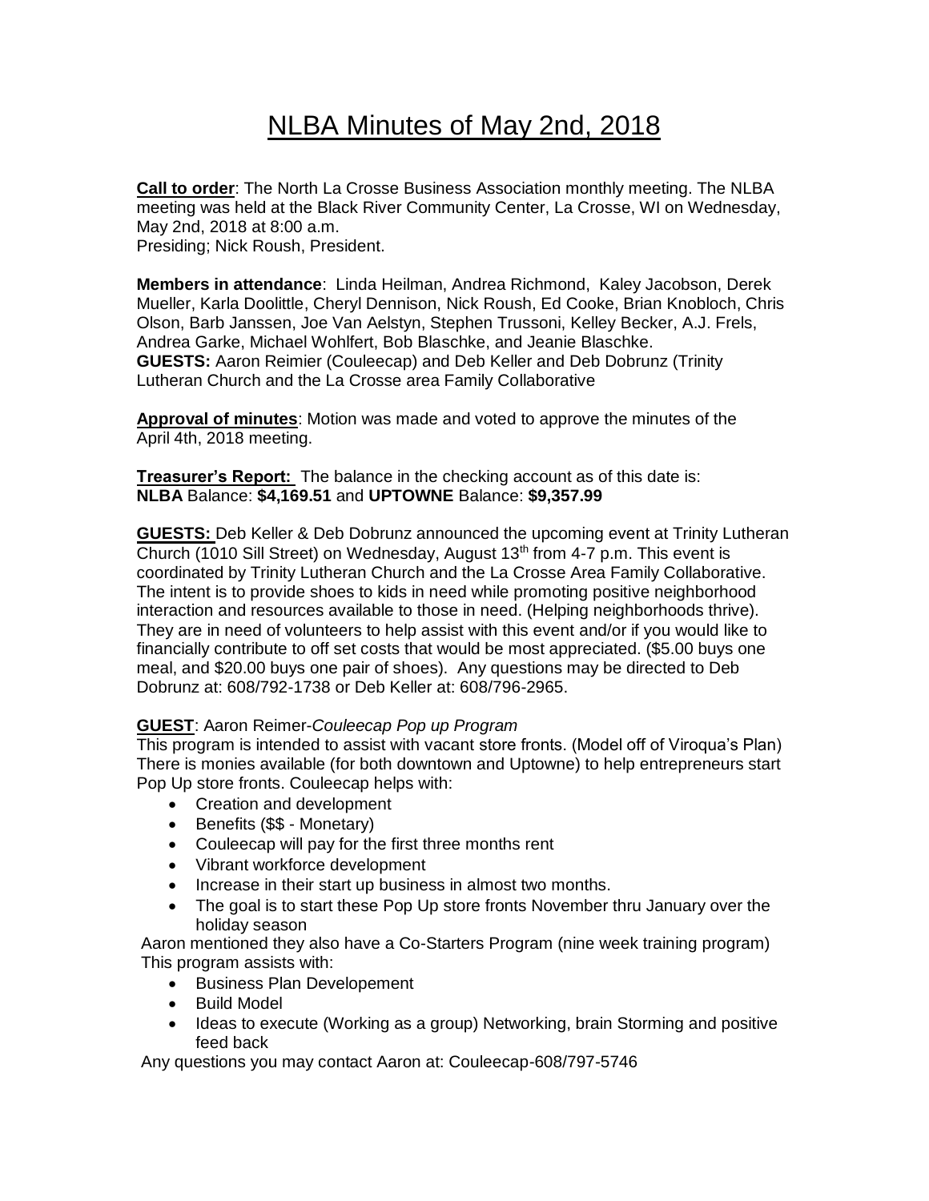# NLBA Minutes of May 2nd, 2018

**Call to order**: The North La Crosse Business Association monthly meeting. The NLBA meeting was held at the Black River Community Center, La Crosse, WI on Wednesday, May 2nd, 2018 at 8:00 a.m.
Presiding; Nick Roush, President.

**Members in attendance**: Linda Heilman, Andrea Richmond, Kaley Jacobson, Derek Mueller, Karla Doolittle, Cheryl Dennison, Nick Roush, Ed Cooke, Brian Knobloch, Chris Olson, Barb Janssen, Joe Van Aelstyn, Stephen Trussoni, Kelley Becker, A.J. Frels, Andrea Garke, Michael Wohlfert, Bob Blaschke, and Jeanie Blaschke.
**GUESTS:** Aaron Reimier (Couleecap) and Deb Keller and Deb Dobrunz (Trinity Lutheran Church and the La Crosse area Family Collaborative

**Approval of minutes**: Motion was made and voted to approve the minutes of the April 4th, 2018 meeting.

**Treasurer's Report:** The balance in the checking account as of this date is:
**NLBA** Balance: **$4,169.51** and **UPTOWNE** Balance: **$9,357.99**

**GUESTS:** Deb Keller & Deb Dobrunz announced the upcoming event at Trinity Lutheran Church (1010 Sill Street) on Wednesday, August 13th from 4-7 p.m. This event is coordinated by Trinity Lutheran Church and the La Crosse Area Family Collaborative. The intent is to provide shoes to kids in need while promoting positive neighborhood interaction and resources available to those in need. (Helping neighborhoods thrive). They are in need of volunteers to help assist with this event and/or if you would like to financially contribute to off set costs that would be most appreciated. ($5.00 buys one meal, and $20.00 buys one pair of shoes). Any questions may be directed to Deb Dobrunz at: 608/792-1738 or Deb Keller at: 608/796-2965.

**GUEST**: Aaron Reimer-*Couleecap Pop up Program*
This program is intended to assist with vacant store fronts. (Model off of Viroqua's Plan) There is monies available (for both downtown and Uptowne) to help entrepreneurs start Pop Up store fronts. Couleecap helps with:

- Creation and development
- Benefits ($$ - Monetary)
- Couleecap will pay for the first three months rent
- Vibrant workforce development
- Increase in their start up business in almost two months.
- The goal is to start these Pop Up store fronts November thru January over the holiday season

Aaron mentioned they also have a Co-Starters Program (nine week training program) This program assists with:

- Business Plan Developement
- Build Model
- Ideas to execute (Working as a group) Networking, brain Storming and positive feed back

Any questions you may contact Aaron at: Couleecap-608/797-5746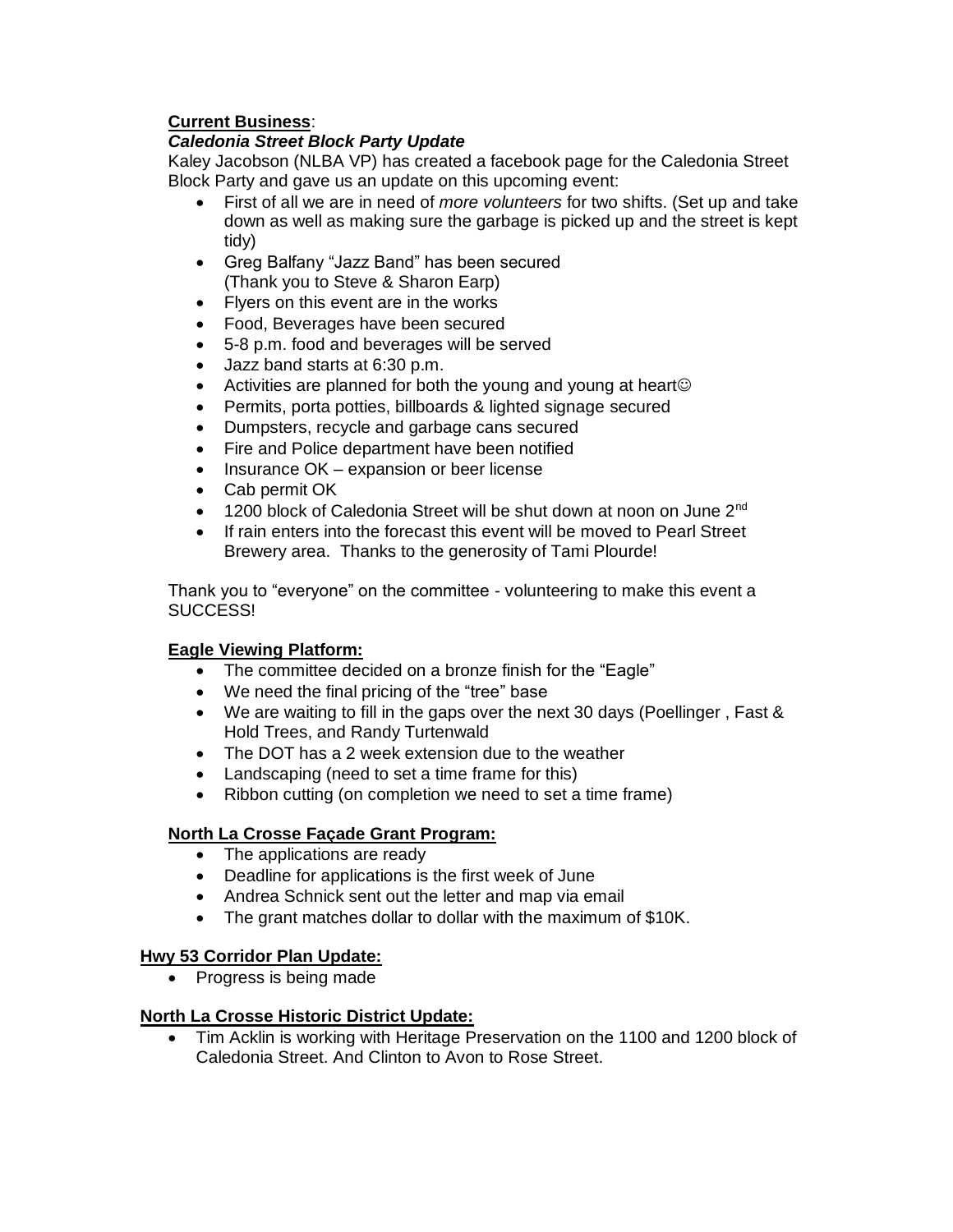**Current Business**:

***Caledonia Street Block Party Update***

Kaley Jacobson (NLBA VP) has created a facebook page for the Caledonia Street Block Party and gave us an update on this upcoming event:

- First of all we are in need of *more volunteers* for two shifts. (Set up and take down as well as making sure the garbage is picked up and the street is kept tidy)
- Greg Balfany "Jazz Band" has been secured (Thank you to Steve & Sharon Earp)
- Flyers on this event are in the works
- Food, Beverages have been secured
- 5-8 p.m. food and beverages will be served
- Jazz band starts at 6:30 p.m.
- Activities are planned for both the young and young at heart☺
- Permits, porta potties, billboards & lighted signage secured
- Dumpsters, recycle and garbage cans secured
- Fire and Police department have been notified
- Insurance OK – expansion or beer license
- Cab permit OK
- 1200 block of Caledonia Street will be shut down at noon on June 2nd
- If rain enters into the forecast this event will be moved to Pearl Street Brewery area. Thanks to the generosity of Tami Plourde!

Thank you to "everyone" on the committee - volunteering to make this event a SUCCESS!

**Eagle Viewing Platform:**

- The committee decided on a bronze finish for the "Eagle"
- We need the final pricing of the "tree" base
- We are waiting to fill in the gaps over the next 30 days (Poellinger , Fast & Hold Trees, and Randy Turtenwald
- The DOT has a 2 week extension due to the weather
- Landscaping (need to set a time frame for this)
- Ribbon cutting (on completion we need to set a time frame)

**North La Crosse Façade Grant Program:**

- The applications are ready
- Deadline for applications is the first week of June
- Andrea Schnick sent out the letter and map via email
- The grant matches dollar to dollar with the maximum of $10K.

**Hwy 53 Corridor Plan Update:**

- Progress is being made

**North La Crosse Historic District Update:**

- Tim Acklin is working with Heritage Preservation on the 1100 and 1200 block of Caledonia Street. And Clinton to Avon to Rose Street.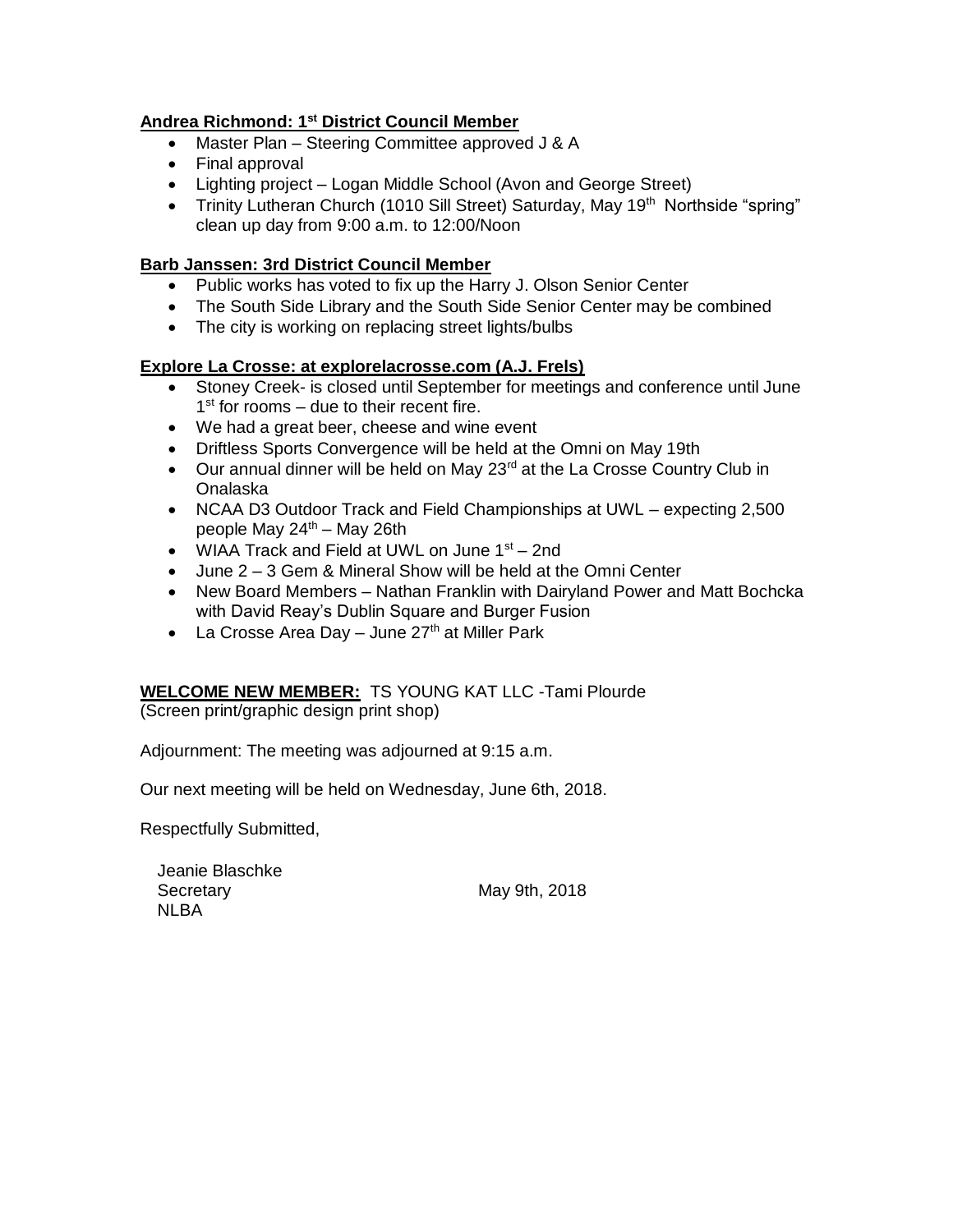**Andrea Richmond: 1st District Council Member**

- Master Plan – Steering Committee approved J & A
- Final approval
- Lighting project – Logan Middle School (Avon and George Street)
- Trinity Lutheran Church (1010 Sill Street) Saturday, May 19th Northside "spring" clean up day from 9:00 a.m. to 12:00/Noon

**Barb Janssen: 3rd District Council Member**

- Public works has voted to fix up the Harry J. Olson Senior Center
- The South Side Library and the South Side Senior Center may be combined
- The city is working on replacing street lights/bulbs

**Explore La Crosse: at explorelacrosse.com (A.J. Frels)**

- Stoney Creek- is closed until September for meetings and conference until June 1st for rooms – due to their recent fire.
- We had a great beer, cheese and wine event
- Driftless Sports Convergence will be held at the Omni on May 19th
- Our annual dinner will be held on May 23rd at the La Crosse Country Club in Onalaska
- NCAA D3 Outdoor Track and Field Championships at UWL – expecting 2,500 people May 24th – May 26th
- WIAA Track and Field at UWL on June 1st – 2nd
- June 2 – 3 Gem & Mineral Show will be held at the Omni Center
- New Board Members – Nathan Franklin with Dairyland Power and Matt Bochcka with David Reay's Dublin Square and Burger Fusion
- La Crosse Area Day – June 27th at Miller Park

**WELCOME NEW MEMBER:** TS YOUNG KAT LLC -Tami Plourde
(Screen print/graphic design print shop)

Adjournment: The meeting was adjourned at 9:15 a.m.

Our next meeting will be held on Wednesday, June 6th, 2018.

Respectfully Submitted,

Jeanie Blaschke
Secretary May 9th, 2018
NLBA